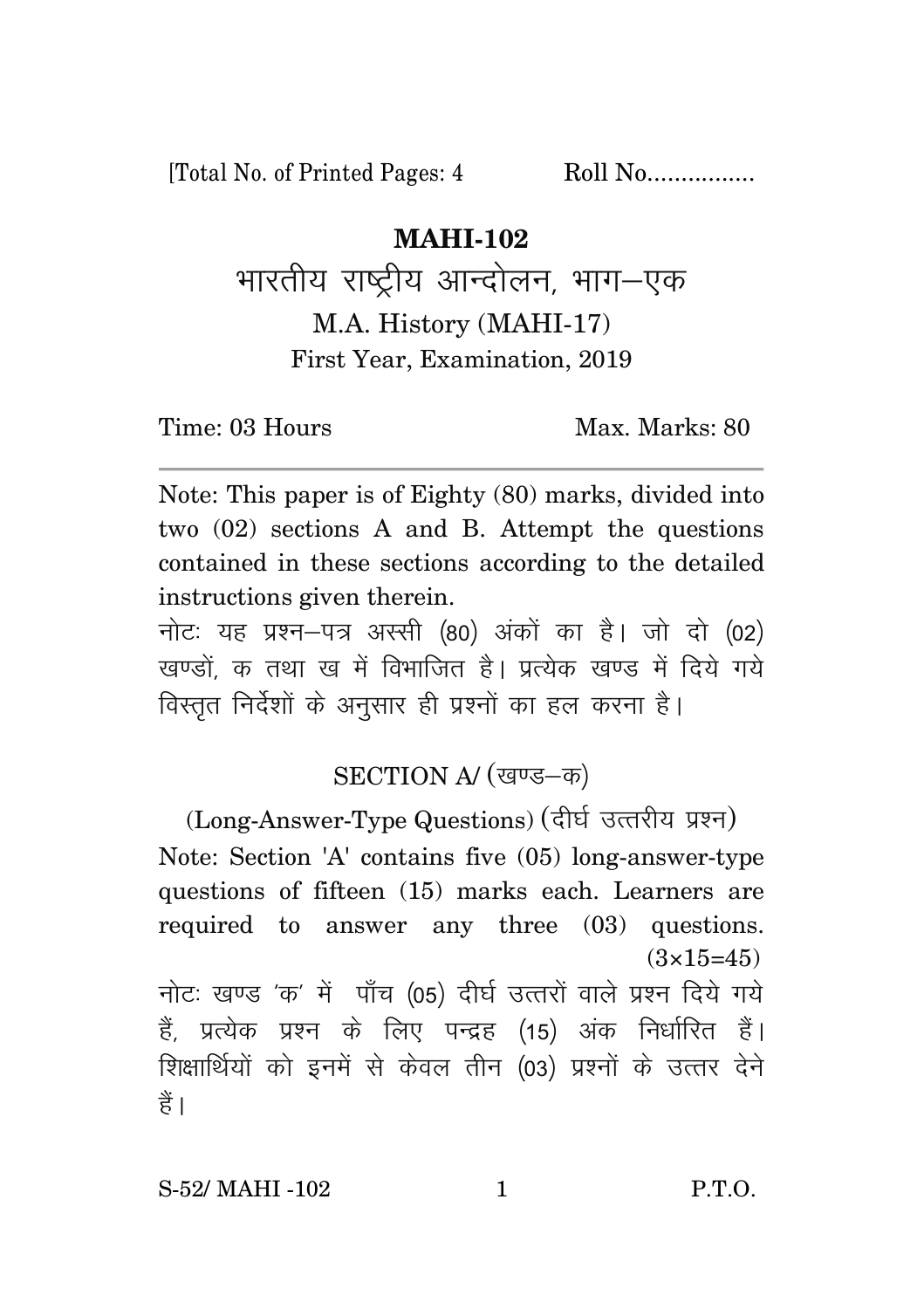[Total No. of Printed Pages: 4 Roll No................

# MAHI-102

## भारतीय राष्ट्रीय आन्दोलन, भाग–एक

M.A. History (MAHI-17)

First Year, Examination, 2019

Time: 03 Hours Max. Marks: 80

---

Note: This paper is of Eighty (80) marks, divided into two (02) sections A and B. Attempt the questions contained in these sections according to the detailed instructions given therein.

नोटः यह प्रश्न–पत्र अस्सी (80) अंकों का है। जो दो (02) खण्डों, क तथा ख में विभाजित है। प्रत्येक खण्ड में दिये गये विस्तृत निर्देशों के अनुसार ही प्रश्नों का हल करना है।

### SECTION A/ (खण्ड–क)

(Long-Answer-Type Questions) (दीर्घ उत्तरीय प्रश्न)

Note: Section 'A' contains five (05) long-answer-type questions of fifteen (15) marks each. Learners are required to answer any three (03) questions. (3×15=45)

नोटः खण्ड 'क' में पाँच (05) दीर्घ उत्तरों वाले प्रश्न दिये गये हैं, प्रत्येक प्रश्न के लिए पन्द्रह (15) अंक निर्धारित हैं। शिक्षार्थियों को इनमें से केवल तीन (03) प्रश्नों के उत्तर देने हैं।

S-52/ MAHI -102 P.T.O.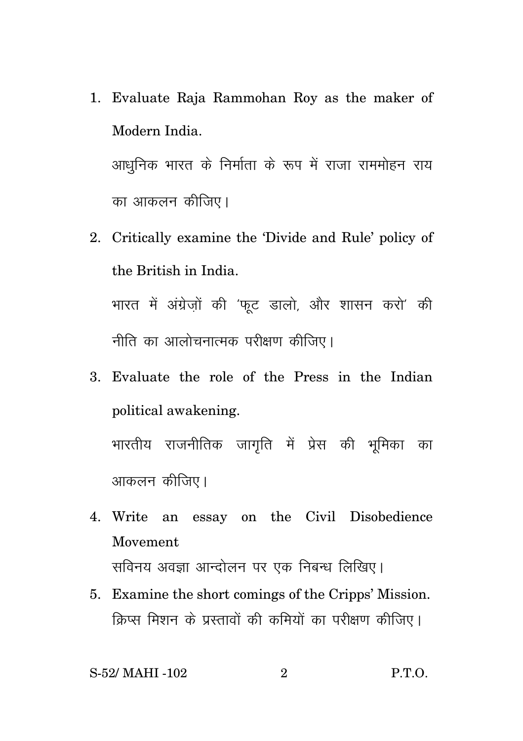1. Evaluate Raja Rammohan Roy as the maker of Modern India.

   आधुनिक भारत के निर्माता के रूप में राजा राममोहन राय का आकलन कीजिए।

2. Critically examine the 'Divide and Rule' policy of the British in India.

   भारत में अंग्रेज़ों की 'फूट डालो, और शासन करो' की नीति का आलोचनात्मक परीक्षण कीजिए।

3. Evaluate the role of the Press in the Indian political awakening.

   भारतीय राजनीतिक जागृति में प्रेस की भूमिका का आकलन कीजिए।

4. Write an essay on the Civil Disobedience Movement

   सविनय अवज्ञा आन्दोलन पर एक निबन्ध लिखिए।

5. Examine the short comings of the Cripps' Mission.

   क्रिप्स मिशन के प्रस्तावों की कमियों का परीक्षण कीजिए।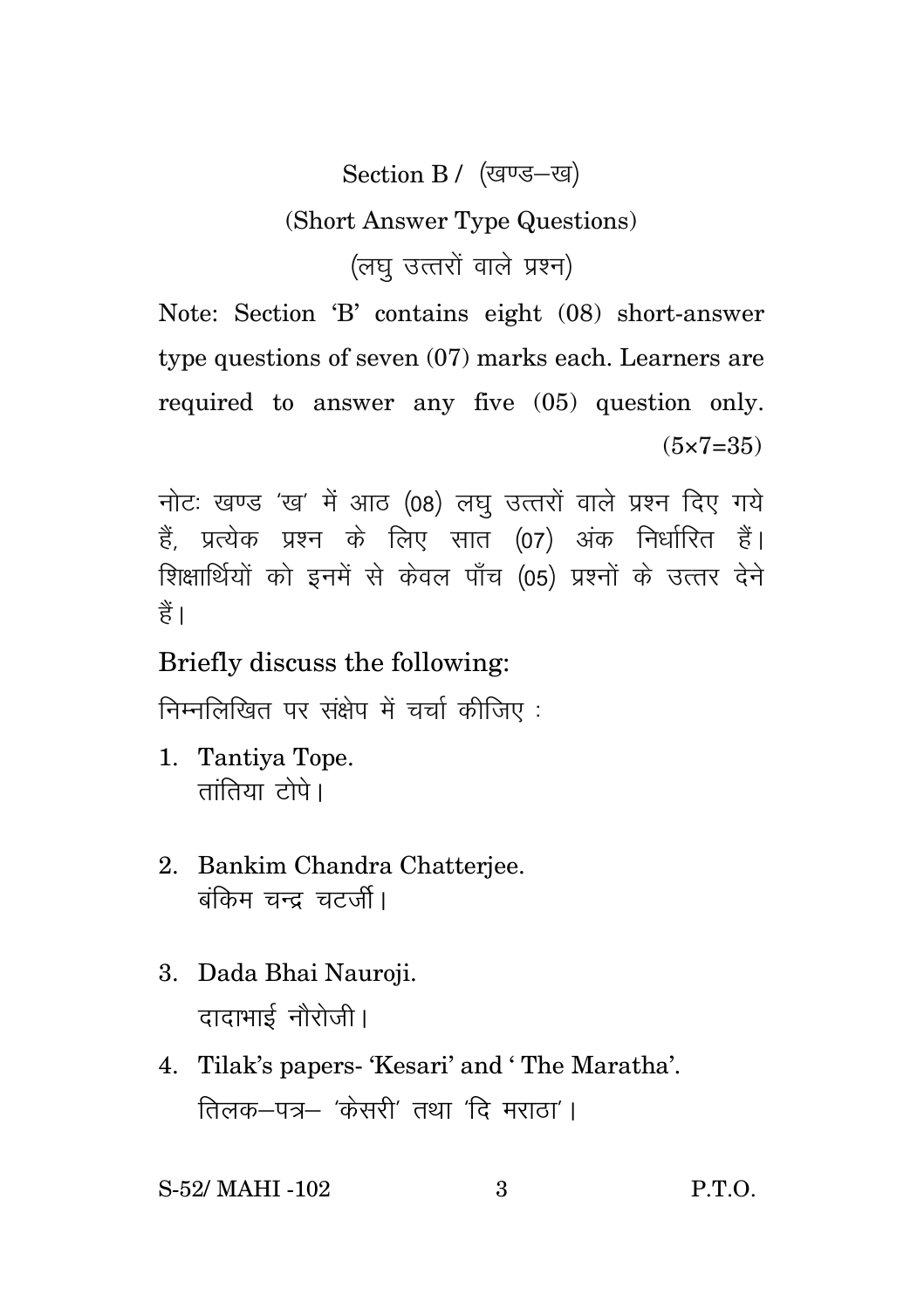## Section B / (खण्ड–ख)

### (Short Answer Type Questions)

### (लघु उत्तरों वाले प्रश्न)

Note: Section 'B' contains eight (08) short-answer type questions of seven (07) marks each. Learners are required to answer any five (05) question only. (5×7=35)

नोटः खण्ड 'ख' में आठ (08) लघु उत्तरों वाले प्रश्न दिए गये हैं, प्रत्येक प्रश्न के लिए सात (07) अंक निर्धारित हैं। शिक्षार्थियों को इनमें से केवल पाँच (05) प्रश्नों के उत्तर देने हैं।

Briefly discuss the following:

निम्नलिखित पर संक्षेप में चर्चा कीजिए :

1. Tantiya Tope.
   तांतिया टोपे।

2. Bankim Chandra Chatterjee.
   बंकिम चन्द्र चटर्जी।

3. Dada Bhai Nauroji.
   दादाभाई नौरोजी।

4. Tilak's papers- 'Kesari' and ' The Maratha'.
   तिलक–पत्र– 'केसरी' तथा 'दि मराठा'।

S-52/ MAHI -102 P.T.O.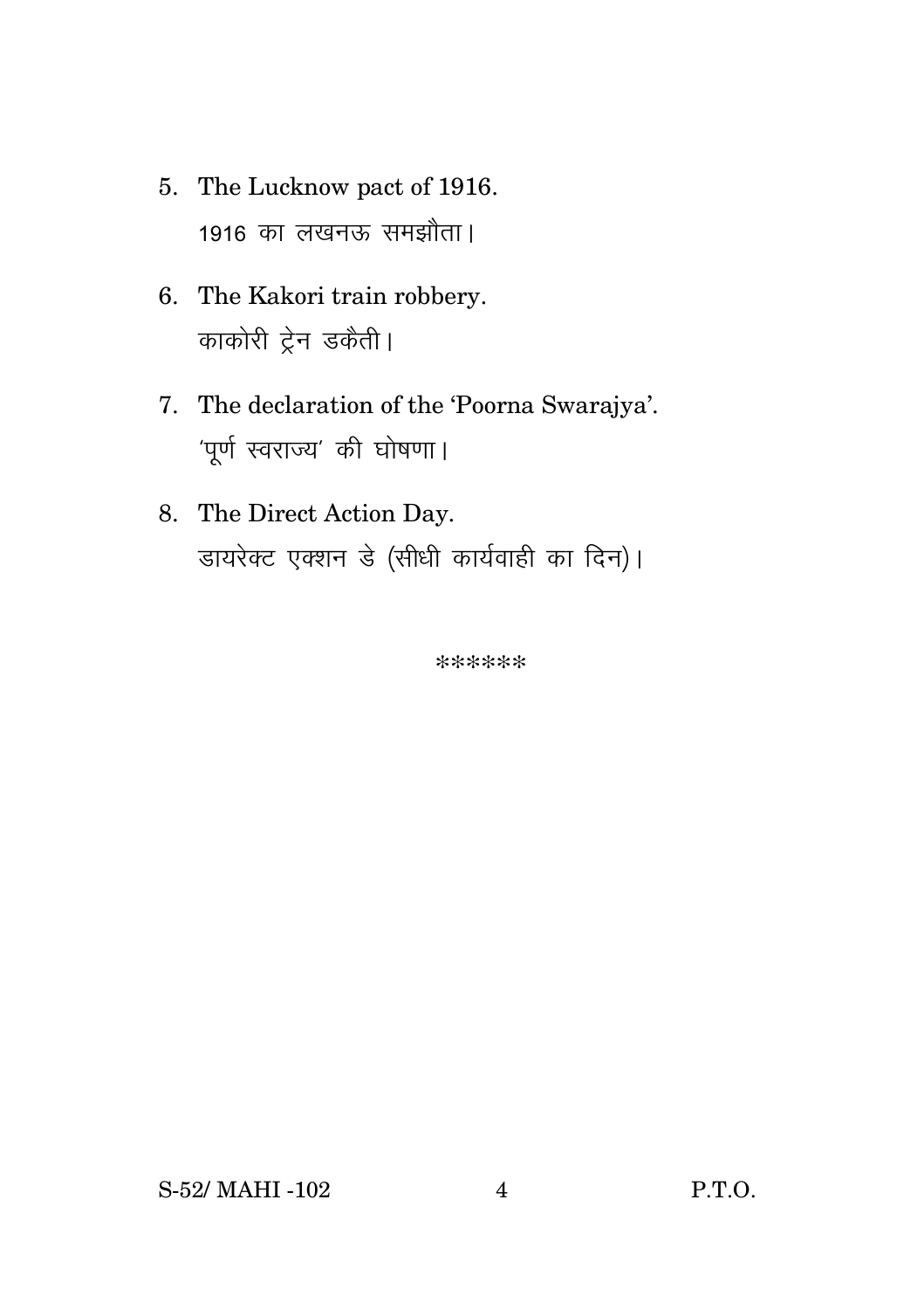5. The Lucknow pact of 1916.
   1916 का लखनऊ समझौता।
6. The Kakori train robbery.
   काकोरी ट्रेन डकैती।
7. The declaration of the 'Poorna Swarajya'.
   'पूर्ण स्वराज्य' की घोषणा।
8. The Direct Action Day.
   डायरेक्ट एक्शन डे (सीधी कार्यवाही का दिन)।

******